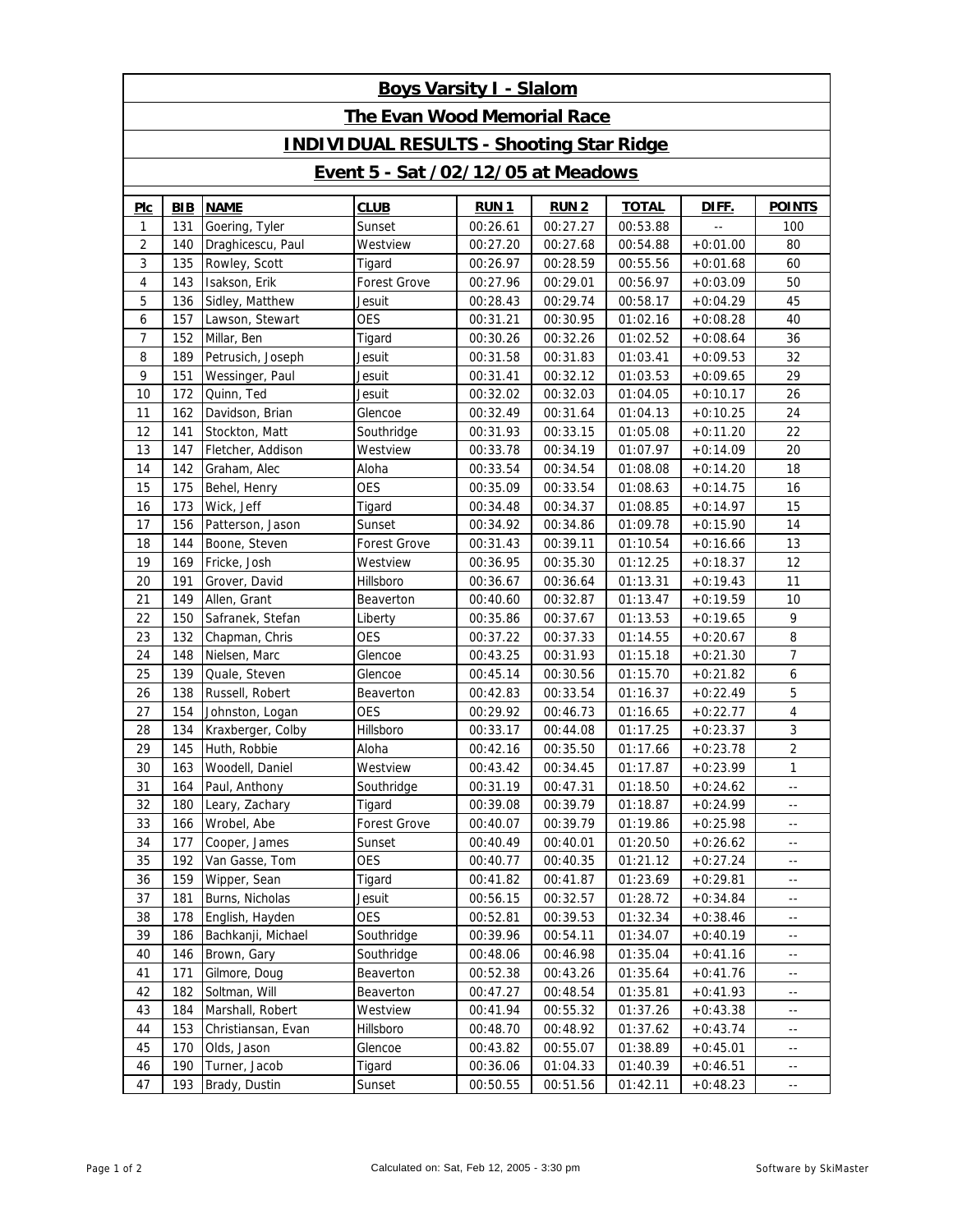# Boys Varsity I - Slalom

## The Evan Wood Memorial Race

## INDIVIDUAL RESULTS - Shooting Star Ridge

## Event 5 - Sat /02/12/05 at Meadows

| Plc | BIB | NAME | CLUB | RUN 1 | RUN 2 | TOTAL | DIFF. | POINTS |
|---|---|---|---|---|---|---|---|---|
| 1 | 131 | Goering, Tyler | Sunset | 00:26.61 | 00:27.27 | 00:53.88 | -- | 100 |
| 2 | 140 | Draghicescu, Paul | Westview | 00:27.20 | 00:27.68 | 00:54.88 | +0:01.00 | 80 |
| 3 | 135 | Rowley, Scott | Tigard | 00:26.97 | 00:28.59 | 00:55.56 | +0:01.68 | 60 |
| 4 | 143 | Isakson, Erik | Forest Grove | 00:27.96 | 00:29.01 | 00:56.97 | +0:03.09 | 50 |
| 5 | 136 | Sidley, Matthew | Jesuit | 00:28.43 | 00:29.74 | 00:58.17 | +0:04.29 | 45 |
| 6 | 157 | Lawson, Stewart | OES | 00:31.21 | 00:30.95 | 01:02.16 | +0:08.28 | 40 |
| 7 | 152 | Millar, Ben | Tigard | 00:30.26 | 00:32.26 | 01:02.52 | +0:08.64 | 36 |
| 8 | 189 | Petrusich, Joseph | Jesuit | 00:31.58 | 00:31.83 | 01:03.41 | +0:09.53 | 32 |
| 9 | 151 | Wessinger, Paul | Jesuit | 00:31.41 | 00:32.12 | 01:03.53 | +0:09.65 | 29 |
| 10 | 172 | Quinn, Ted | Jesuit | 00:32.02 | 00:32.03 | 01:04.05 | +0:10.17 | 26 |
| 11 | 162 | Davidson, Brian | Glencoe | 00:32.49 | 00:31.64 | 01:04.13 | +0:10.25 | 24 |
| 12 | 141 | Stockton, Matt | Southridge | 00:31.93 | 00:33.15 | 01:05.08 | +0:11.20 | 22 |
| 13 | 147 | Fletcher, Addison | Westview | 00:33.78 | 00:34.19 | 01:07.97 | +0:14.09 | 20 |
| 14 | 142 | Graham, Alec | Aloha | 00:33.54 | 00:34.54 | 01:08.08 | +0:14.20 | 18 |
| 15 | 175 | Behel, Henry | OES | 00:35.09 | 00:33.54 | 01:08.63 | +0:14.75 | 16 |
| 16 | 173 | Wick, Jeff | Tigard | 00:34.48 | 00:34.37 | 01:08.85 | +0:14.97 | 15 |
| 17 | 156 | Patterson, Jason | Sunset | 00:34.92 | 00:34.86 | 01:09.78 | +0:15.90 | 14 |
| 18 | 144 | Boone, Steven | Forest Grove | 00:31.43 | 00:39.11 | 01:10.54 | +0:16.66 | 13 |
| 19 | 169 | Fricke, Josh | Westview | 00:36.95 | 00:35.30 | 01:12.25 | +0:18.37 | 12 |
| 20 | 191 | Grover, David | Hillsboro | 00:36.67 | 00:36.64 | 01:13.31 | +0:19.43 | 11 |
| 21 | 149 | Allen, Grant | Beaverton | 00:40.60 | 00:32.87 | 01:13.47 | +0:19.59 | 10 |
| 22 | 150 | Safranek, Stefan | Liberty | 00:35.86 | 00:37.67 | 01:13.53 | +0:19.65 | 9 |
| 23 | 132 | Chapman, Chris | OES | 00:37.22 | 00:37.33 | 01:14.55 | +0:20.67 | 8 |
| 24 | 148 | Nielsen, Marc | Glencoe | 00:43.25 | 00:31.93 | 01:15.18 | +0:21.30 | 7 |
| 25 | 139 | Quale, Steven | Glencoe | 00:45.14 | 00:30.56 | 01:15.70 | +0:21.82 | 6 |
| 26 | 138 | Russell, Robert | Beaverton | 00:42.83 | 00:33.54 | 01:16.37 | +0:22.49 | 5 |
| 27 | 154 | Johnston, Logan | OES | 00:29.92 | 00:46.73 | 01:16.65 | +0:22.77 | 4 |
| 28 | 134 | Kraxberger, Colby | Hillsboro | 00:33.17 | 00:44.08 | 01:17.25 | +0:23.37 | 3 |
| 29 | 145 | Huth, Robbie | Aloha | 00:42.16 | 00:35.50 | 01:17.66 | +0:23.78 | 2 |
| 30 | 163 | Woodell, Daniel | Westview | 00:43.42 | 00:34.45 | 01:17.87 | +0:23.99 | 1 |
| 31 | 164 | Paul, Anthony | Southridge | 00:31.19 | 00:47.31 | 01:18.50 | +0:24.62 | -- |
| 32 | 180 | Leary, Zachary | Tigard | 00:39.08 | 00:39.79 | 01:18.87 | +0:24.99 | -- |
| 33 | 166 | Wrobel, Abe | Forest Grove | 00:40.07 | 00:39.79 | 01:19.86 | +0:25.98 | -- |
| 34 | 177 | Cooper, James | Sunset | 00:40.49 | 00:40.01 | 01:20.50 | +0:26.62 | -- |
| 35 | 192 | Van Gasse, Tom | OES | 00:40.77 | 00:40.35 | 01:21.12 | +0:27.24 | -- |
| 36 | 159 | Wipper, Sean | Tigard | 00:41.82 | 00:41.87 | 01:23.69 | +0:29.81 | -- |
| 37 | 181 | Burns, Nicholas | Jesuit | 00:56.15 | 00:32.57 | 01:28.72 | +0:34.84 | -- |
| 38 | 178 | English, Hayden | OES | 00:52.81 | 00:39.53 | 01:32.34 | +0:38.46 | -- |
| 39 | 186 | Bachkanji, Michael | Southridge | 00:39.96 | 00:54.11 | 01:34.07 | +0:40.19 | -- |
| 40 | 146 | Brown, Gary | Southridge | 00:48.06 | 00:46.98 | 01:35.04 | +0:41.16 | -- |
| 41 | 171 | Gilmore, Doug | Beaverton | 00:52.38 | 00:43.26 | 01:35.64 | +0:41.76 | -- |
| 42 | 182 | Soltman, Will | Beaverton | 00:47.27 | 00:48.54 | 01:35.81 | +0:41.93 | -- |
| 43 | 184 | Marshall, Robert | Westview | 00:41.94 | 00:55.32 | 01:37.26 | +0:43.38 | -- |
| 44 | 153 | Christiansan, Evan | Hillsboro | 00:48.70 | 00:48.92 | 01:37.62 | +0:43.74 | -- |
| 45 | 170 | Olds, Jason | Glencoe | 00:43.82 | 00:55.07 | 01:38.89 | +0:45.01 | -- |
| 46 | 190 | Turner, Jacob | Tigard | 00:36.06 | 01:04.33 | 01:40.39 | +0:46.51 | -- |
| 47 | 193 | Brady, Dustin | Sunset | 00:50.55 | 00:51.56 | 01:42.11 | +0:48.23 | -- |

Calculated on: Sat, Feb 12, 2005 - 3:30 pm

Software by SkiMaster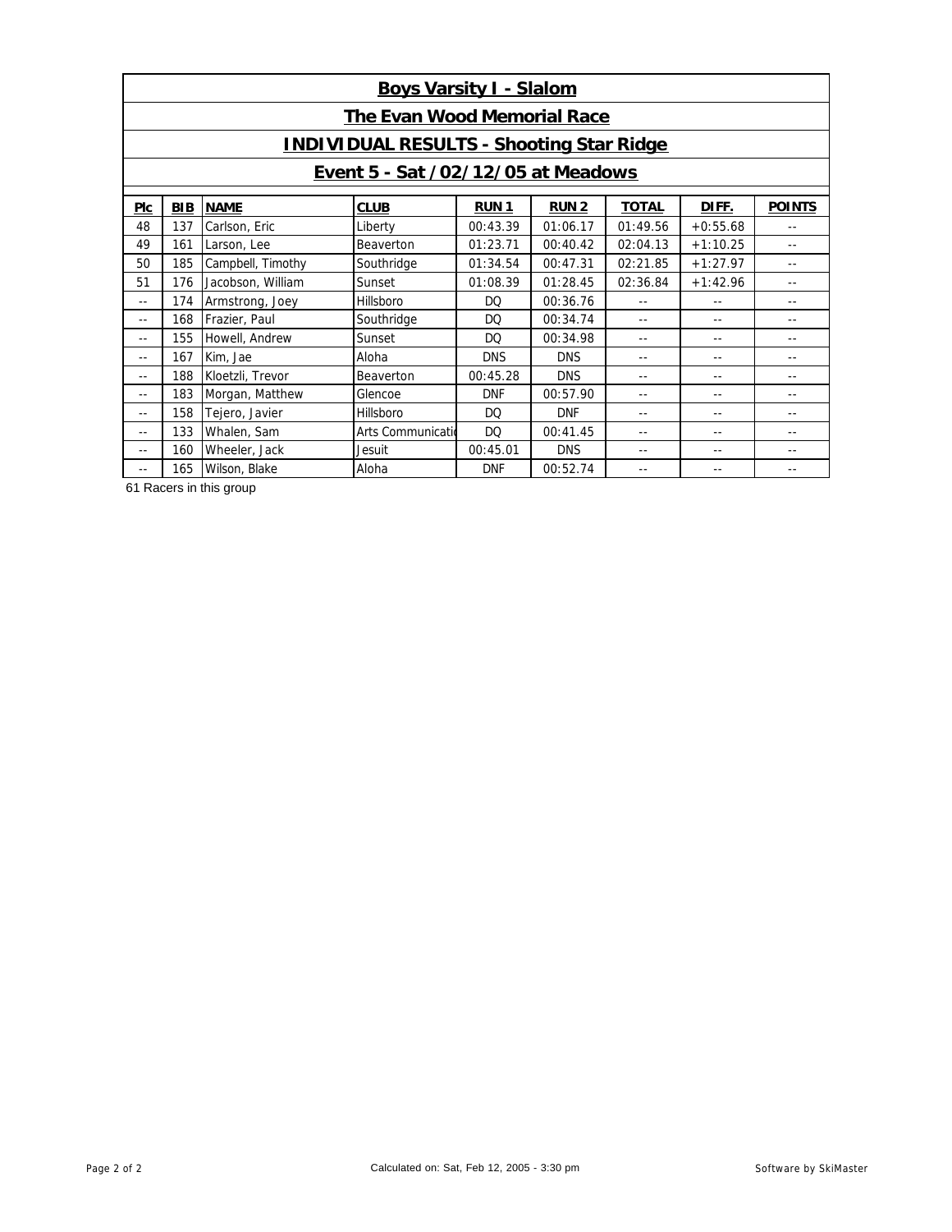## Boys Varsity I - Slalom

## The Evan Wood Memorial Race

## INDIVIDUAL RESULTS - Shooting Star Ridge

## Event 5 - Sat /02/12/05 at Meadows

| Plc | BIB | NAME | CLUB | RUN 1 | RUN 2 | TOTAL | DIFF. | POINTS |
|---|---|---|---|---|---|---|---|---|
| 48 | 137 | Carlson, Eric | Liberty | 00:43.39 | 01:06.17 | 01:49.56 | +0:55.68 | -- |
| 49 | 161 | Larson, Lee | Beaverton | 01:23.71 | 00:40.42 | 02:04.13 | +1:10.25 | -- |
| 50 | 185 | Campbell, Timothy | Southridge | 01:34.54 | 00:47.31 | 02:21.85 | +1:27.97 | -- |
| 51 | 176 | Jacobson, William | Sunset | 01:08.39 | 01:28.45 | 02:36.84 | +1:42.96 | -- |
| -- | 174 | Armstrong, Joey | Hillsboro | DQ | 00:36.76 | -- | -- | -- |
| -- | 168 | Frazier, Paul | Southridge | DQ | 00:34.74 | -- | -- | -- |
| -- | 155 | Howell, Andrew | Sunset | DQ | 00:34.98 | -- | -- | -- |
| -- | 167 | Kim, Jae | Aloha | DNS | DNS | -- | -- | -- |
| -- | 188 | Kloetzli, Trevor | Beaverton | 00:45.28 | DNS | -- | -- | -- |
| -- | 183 | Morgan, Matthew | Glencoe | DNF | 00:57.90 | -- | -- | -- |
| -- | 158 | Tejero, Javier | Hillsboro | DQ | DNF | -- | -- | -- |
| -- | 133 | Whalen, Sam | Arts Communicatio | DQ | 00:41.45 | -- | -- | -- |
| -- | 160 | Wheeler, Jack | Jesuit | 00:45.01 | DNS | -- | -- | -- |
| -- | 165 | Wilson, Blake | Aloha | DNF | 00:52.74 | -- | -- | -- |

61 Racers in this group

Calculated on: Sat, Feb 12, 2005 - 3:30 pm

Software by SkiMaster